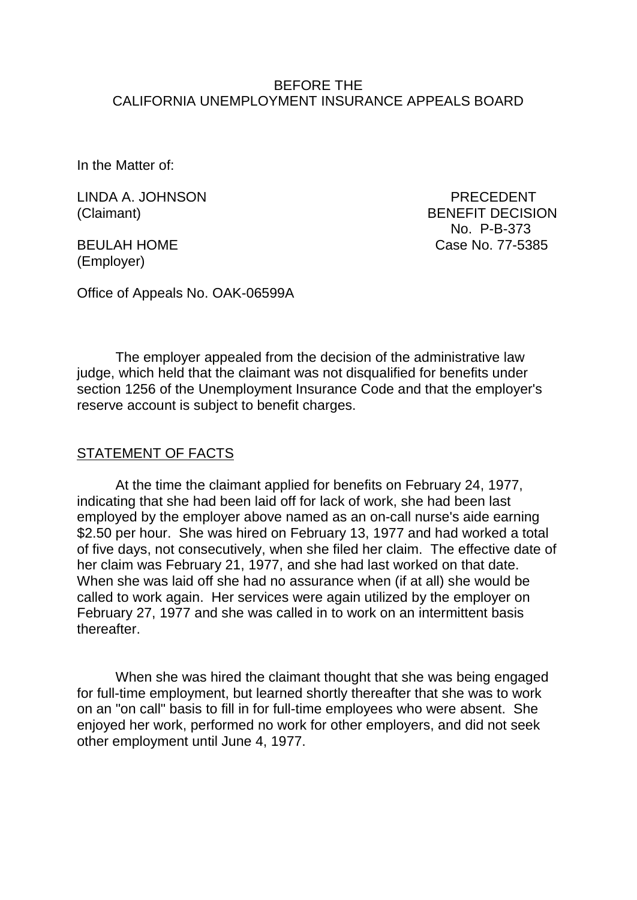BEFORE THE
CALIFORNIA UNEMPLOYMENT INSURANCE APPEALS BOARD

In the Matter of:

LINDA A. JOHNSON (Claimant)

BEULAH HOME (Employer)

PRECEDENT
BENEFIT DECISION
No. P-B-373
Case No. 77-5385

Office of Appeals No. OAK-06599A

The employer appealed from the decision of the administrative law judge, which held that the claimant was not disqualified for benefits under section 1256 of the Unemployment Insurance Code and that the employer's reserve account is subject to benefit charges.

## STATEMENT OF FACTS

At the time the claimant applied for benefits on February 24, 1977, indicating that she had been laid off for lack of work, she had been last employed by the employer above named as an on-call nurse's aide earning $2.50 per hour. She was hired on February 13, 1977 and had worked a total of five days, not consecutively, when she filed her claim. The effective date of her claim was February 21, 1977, and she had last worked on that date. When she was laid off she had no assurance when (if at all) she would be called to work again. Her services were again utilized by the employer on February 27, 1977 and she was called in to work on an intermittent basis thereafter.

When she was hired the claimant thought that she was being engaged for full-time employment, but learned shortly thereafter that she was to work on an "on call" basis to fill in for full-time employees who were absent. She enjoyed her work, performed no work for other employers, and did not seek other employment until June 4, 1977.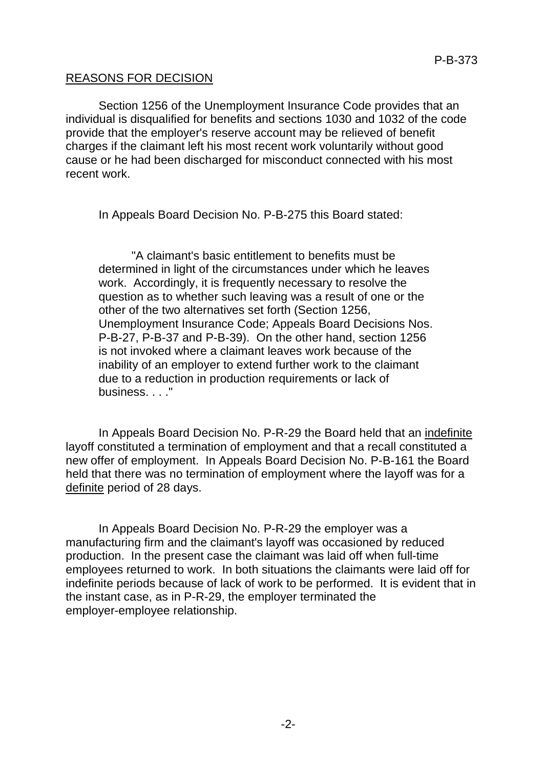## REASONS FOR DECISION

Section 1256 of the Unemployment Insurance Code provides that an individual is disqualified for benefits and sections 1030 and 1032 of the code provide that the employer's reserve account may be relieved of benefit charges if the claimant left his most recent work voluntarily without good cause or he had been discharged for misconduct connected with his most recent work.

In Appeals Board Decision No. P-B-275 this Board stated:

> "A claimant's basic entitlement to benefits must be determined in light of the circumstances under which he leaves work. Accordingly, it is frequently necessary to resolve the question as to whether such leaving was a result of one or the other of the two alternatives set forth (Section 1256, Unemployment Insurance Code; Appeals Board Decisions Nos. P-B-27, P-B-37 and P-B-39). On the other hand, section 1256 is not invoked where a claimant leaves work because of the inability of an employer to extend further work to the claimant due to a reduction in production requirements or lack of business. . . ."

In Appeals Board Decision No. P-R-29 the Board held that an indefinite layoff constituted a termination of employment and that a recall constituted a new offer of employment. In Appeals Board Decision No. P-B-161 the Board held that there was no termination of employment where the layoff was for a definite period of 28 days.

In Appeals Board Decision No. P-R-29 the employer was a manufacturing firm and the claimant's layoff was occasioned by reduced production. In the present case the claimant was laid off when full-time employees returned to work. In both situations the claimants were laid off for indefinite periods because of lack of work to be performed. It is evident that in the instant case, as in P-R-29, the employer terminated the employer-employee relationship.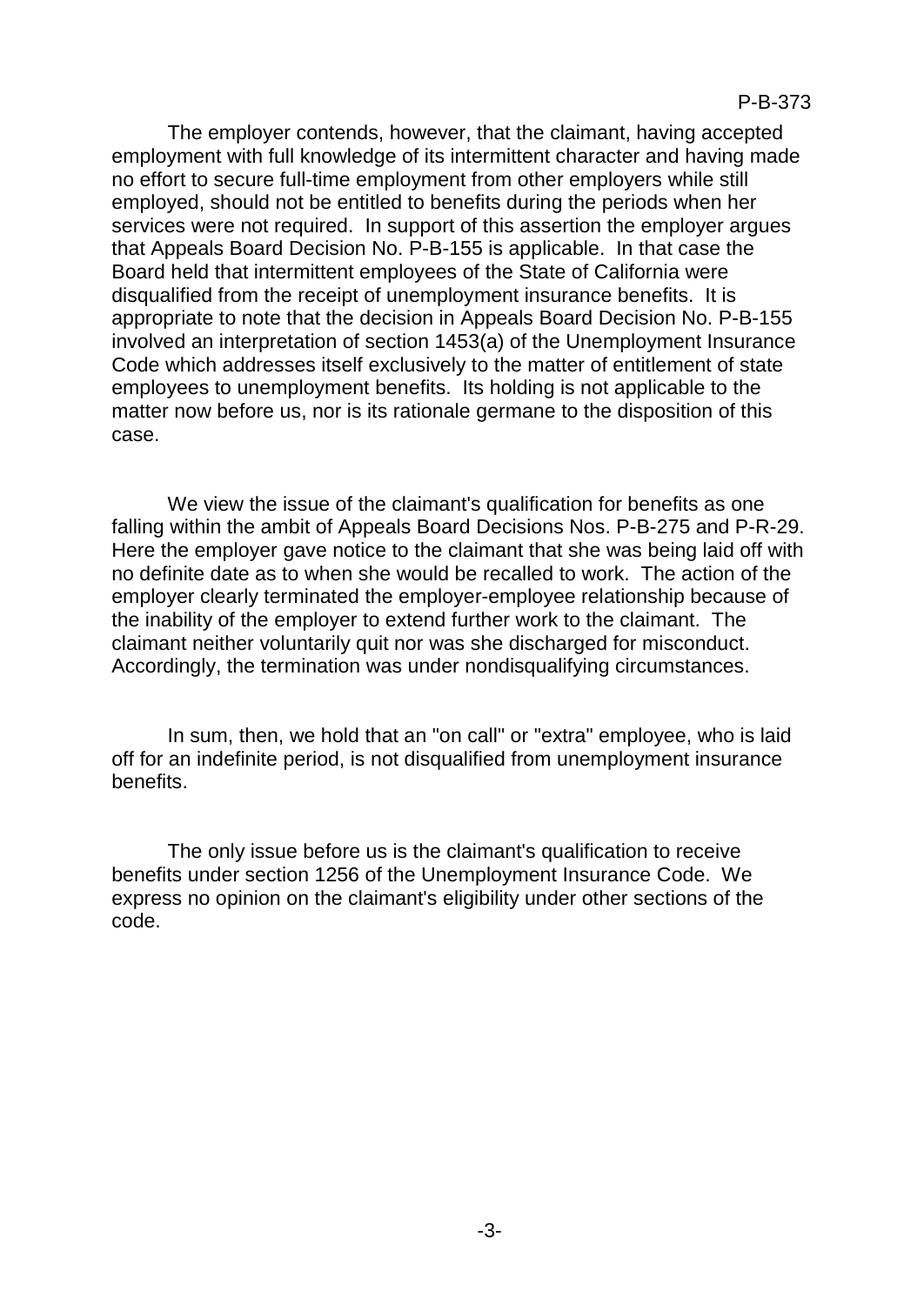The employer contends, however, that the claimant, having accepted employment with full knowledge of its intermittent character and having made no effort to secure full-time employment from other employers while still employed, should not be entitled to benefits during the periods when her services were not required. In support of this assertion the employer argues that Appeals Board Decision No. P-B-155 is applicable. In that case the Board held that intermittent employees of the State of California were disqualified from the receipt of unemployment insurance benefits. It is appropriate to note that the decision in Appeals Board Decision No. P-B-155 involved an interpretation of section 1453(a) of the Unemployment Insurance Code which addresses itself exclusively to the matter of entitlement of state employees to unemployment benefits. Its holding is not applicable to the matter now before us, nor is its rationale germane to the disposition of this case.

We view the issue of the claimant's qualification for benefits as one falling within the ambit of Appeals Board Decisions Nos. P-B-275 and P-R-29. Here the employer gave notice to the claimant that she was being laid off with no definite date as to when she would be recalled to work. The action of the employer clearly terminated the employer-employee relationship because of the inability of the employer to extend further work to the claimant. The claimant neither voluntarily quit nor was she discharged for misconduct. Accordingly, the termination was under nondisqualifying circumstances.

In sum, then, we hold that an "on call" or "extra" employee, who is laid off for an indefinite period, is not disqualified from unemployment insurance benefits.

The only issue before us is the claimant's qualification to receive benefits under section 1256 of the Unemployment Insurance Code. We express no opinion on the claimant's eligibility under other sections of the code.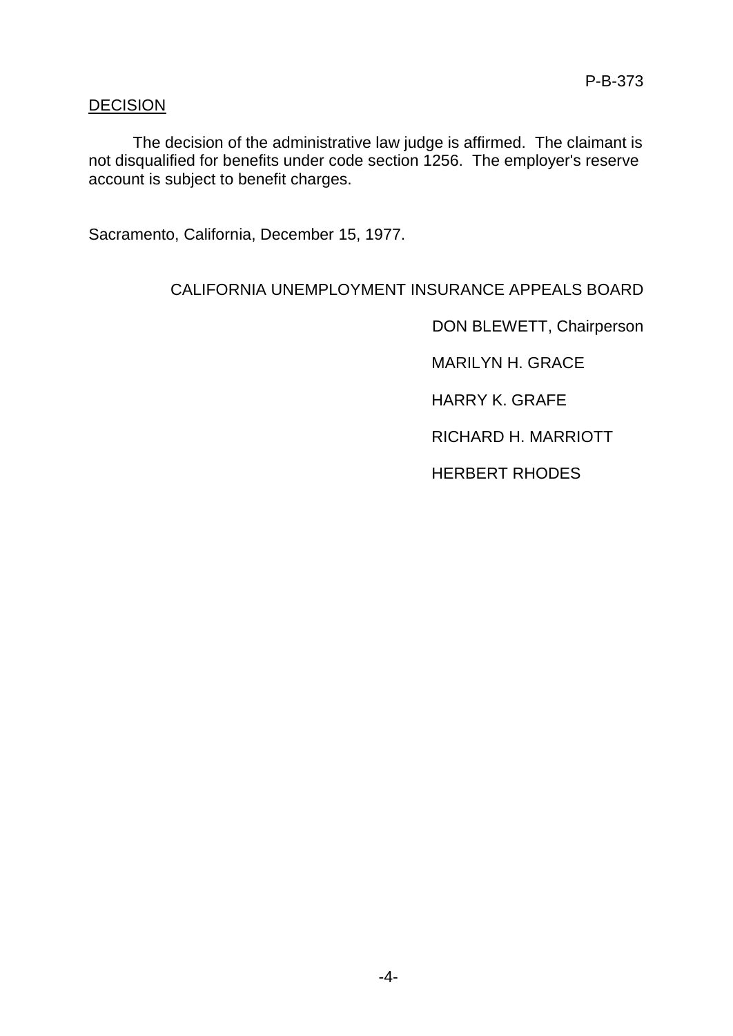## DECISION

The decision of the administrative law judge is affirmed. The claimant is not disqualified for benefits under code section 1256. The employer's reserve account is subject to benefit charges.

Sacramento, California, December 15, 1977.

CALIFORNIA UNEMPLOYMENT INSURANCE APPEALS BOARD

DON BLEWETT, Chairperson

MARILYN H. GRACE

HARRY K. GRAFE

RICHARD H. MARRIOTT

HERBERT RHODES